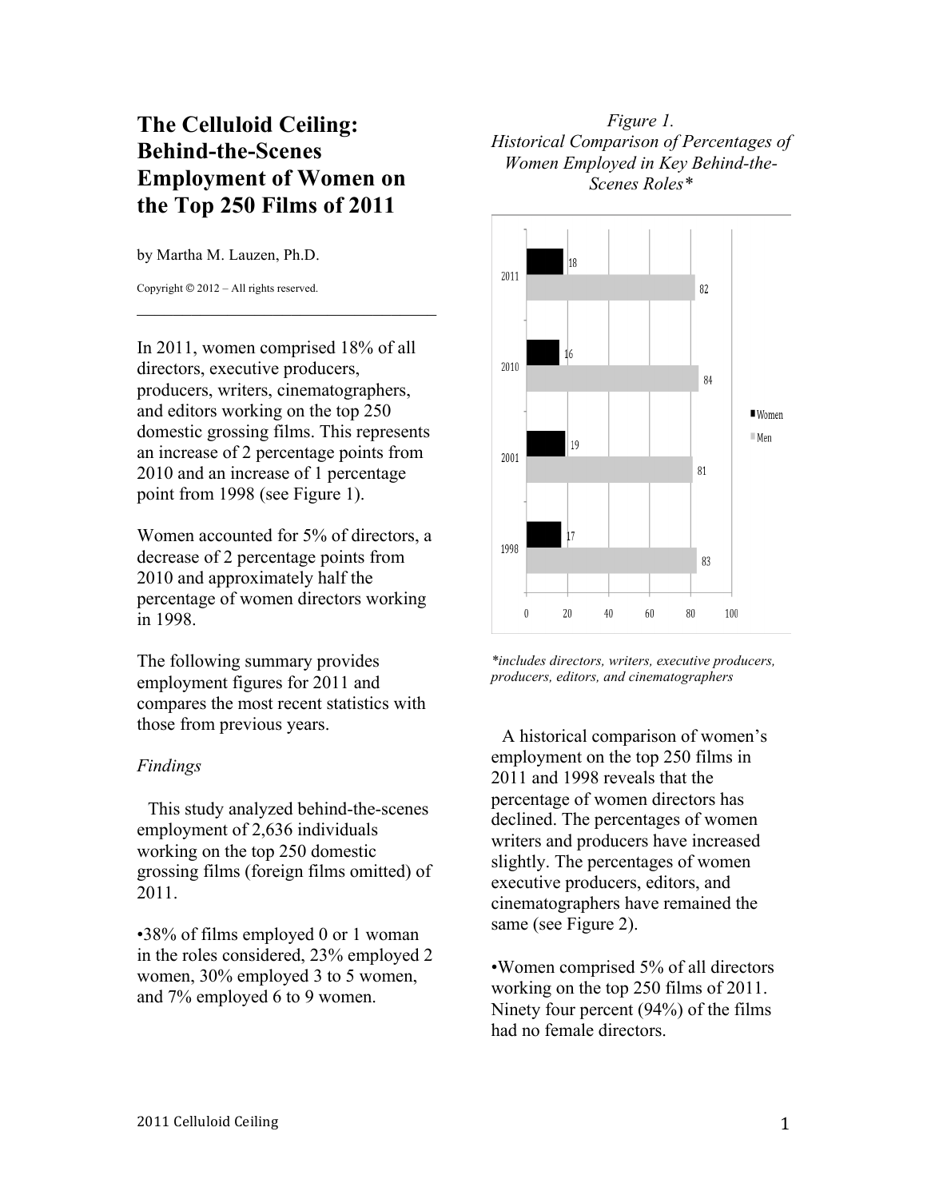# The Celluloid Ceiling: Behind-the-Scenes Employment of Women on the Top 250 Films of 2011

by Martha M. Lauzen, Ph.D.

Copyright © 2012 – All rights reserved.

---

In 2011, women comprised 18% of all directors, executive producers, producers, writers, cinematographers, and editors working on the top 250 domestic grossing films. This represents an increase of 2 percentage points from 2010 and an increase of 1 percentage point from 1998 (see Figure 1).

Women accounted for 5% of directors, a decrease of 2 percentage points from 2010 and approximately half the percentage of women directors working in 1998.

The following summary provides employment figures for 2011 and compares the most recent statistics with those from previous years.

*Findings*

This study analyzed behind-the-scenes employment of 2,636 individuals working on the top 250 domestic grossing films (foreign films omitted) of 2011.

•38% of films employed 0 or 1 woman in the roles considered, 23% employed 2 women, 30% employed 3 to 5 women, and 7% employed 6 to 9 women.

*Figure 1.*
*Historical Comparison of Percentages of Women Employed in Key Behind-the-Scenes Roles**

| Year | Women | Men |
|---|---|---|
| 2011 | 18 | 82 |
| 2010 | 16 | 84 |
| 2001 | 19 | 81 |
| 1998 | 17 | 83 |

**includes directors, writers, executive producers, producers, editors, and cinematographers*

A historical comparison of women's employment on the top 250 films in 2011 and 1998 reveals that the percentage of women directors has declined. The percentages of women writers and producers have increased slightly. The percentages of women executive producers, editors, and cinematographers have remained the same (see Figure 2).

•Women comprised 5% of all directors working on the top 250 films of 2011. Ninety four percent (94%) of the films had no female directors.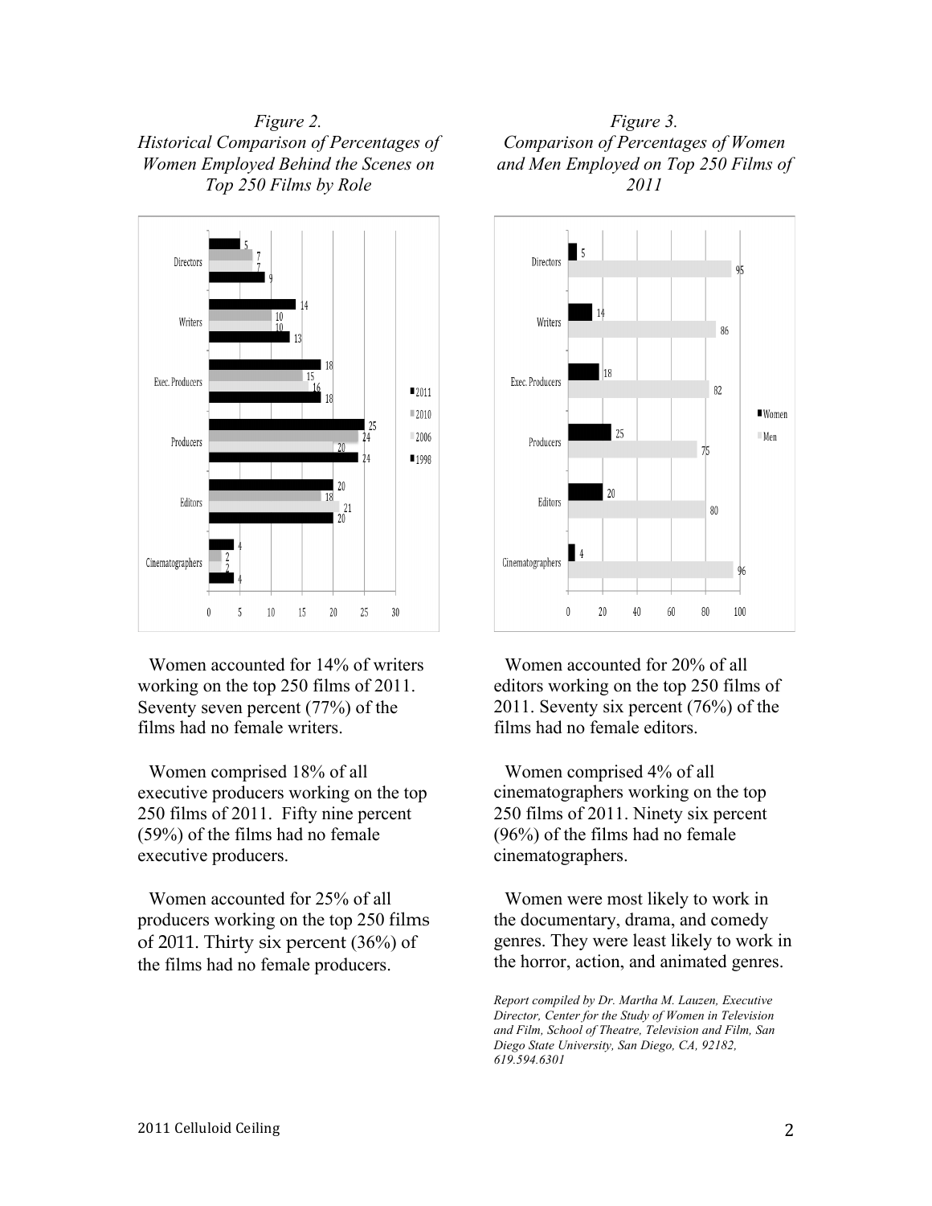*Figure 2.*
*Historical Comparison of Percentages of Women Employed Behind the Scenes on Top 250 Films by Role*

Directors
5
7
7
9

Writers
14
10
10
13

Exec. Producers
18
15
16
18

Producers
25
24
20
24

Editors
20
18
21
20

Cinematographers
4
2
2
4

0 5 10 15 20 25 30

2011
2010
2006
1998

*Figure 3.*
*Comparison of Percentages of Women and Men Employed on Top 250 Films of 2011*

Directors
5
95

Writers
14
86

Exec. Producers
18
82

Producers
25
75

Editors
20
80

Cinematographers
4
96

0 20 40 60 80 100

Women
Men

Women accounted for 14% of writers working on the top 250 films of 2011. Seventy seven percent (77%) of the films had no female writers.

Women comprised 18% of all executive producers working on the top 250 films of 2011. Fifty nine percent (59%) of the films had no female executive producers.

Women accounted for 25% of all producers working on the top 250 films of 2011. Thirty six percent (36%) of the films had no female producers.

Women accounted for 20% of all editors working on the top 250 films of 2011. Seventy six percent (76%) of the films had no female editors.

Women comprised 4% of all cinematographers working on the top 250 films of 2011. Ninety six percent (96%) of the films had no female cinematographers.

Women were most likely to work in the documentary, drama, and comedy genres. They were least likely to work in the horror, action, and animated genres.

*Report compiled by Dr. Martha M. Lauzen, Executive Director, Center for the Study of Women in Television and Film, School of Theatre, Television and Film, San Diego State University, San Diego, CA, 92182, 619.594.6301*